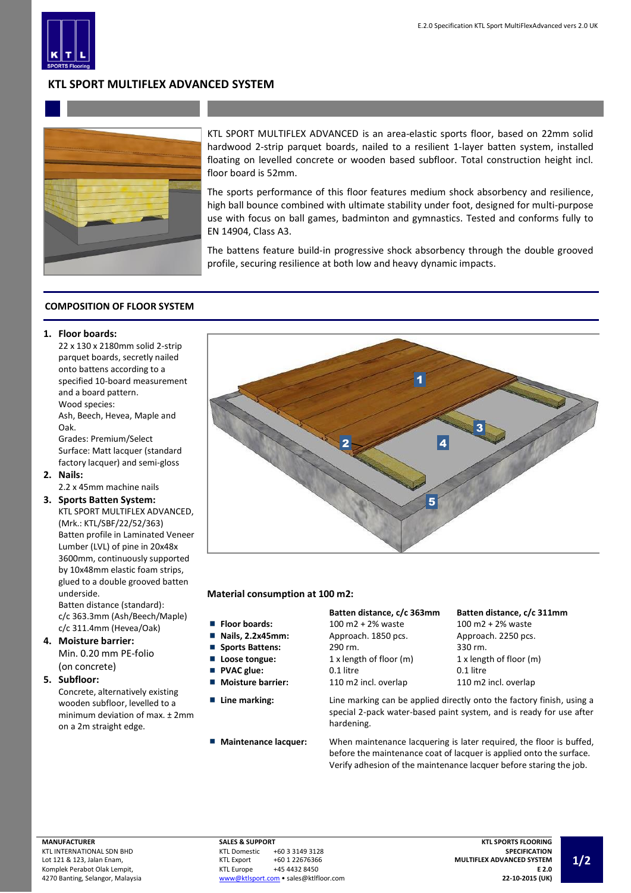# KTL SPORT MULTIFLEX ADVANCED SYSTEM

KTL SPORT MULTIFLEX ADVANCED is an area-elastic sports floor, based on 22mm solid hardwood 2-strip parquet boards, nailed to a resilient 1-layer batten system, installed floating on levelled concrete or wooden based subfloor. Total construction height incl. floor board is 52mm.

The sports performance of this floor features medium shock absorbency and resilience, high ball bounce combined with ultimate stability under foot, designed for multi-purpose use with focus on ball games, badminton and gymnastics. Tested and conforms fully to EN 14904, Class A3.

The battens feature build-in progressive shock absorbency through the double grooved profile, securing resilience at both low and heavy dynamic impacts.

## COMPOSITION OF FLOOR SYSTEM

1. **Floor boards:**
   22 x 130 x 2180mm solid 2-strip parquet boards, secretly nailed onto battens according to a specified 10-board measurement and a board pattern.
   Wood species:
   Ash, Beech, Hevea, Maple and Oak.
   Grades: Premium/Select
   Surface: Matt lacquer (standard factory lacquer) and semi-gloss
2. **Nails:**
   2.2 x 45mm machine nails
3. **Sports Batten System:**
   KTL SPORT MULTIFLEX ADVANCED, (Mrk.: KTL/SBF/22/52/363)
   Batten profile in Laminated Veneer Lumber (LVL) of pine in 20x48x 3600mm, continuously supported by 10x48mm elastic foam strips, glued to a double grooved batten underside.
   Batten distance (standard):
   c/c 363.3mm (Ash/Beech/Maple)
   c/c 311.4mm (Hevea/Oak)
4. **Moisture barrier:**
   Min. 0.20 mm PE-folio
   (on concrete)
5. **Subfloor:**
   Concrete, alternatively existing wooden subfloor, levelled to a minimum deviation of max. ± 2mm on a 2m straight edge.

### Material consumption at 100 m2:

| | Batten distance, c/c 363mm | Batten distance, c/c 311mm |
|---|---|---|
| **Floor boards:** | 100 m2 + 2% waste | 100 m2 + 2% waste |
| **Nails, 2.2x45mm:** | Approach. 1850 pcs. | Approach. 2250 pcs. |
| **Sports Battens:** | 290 rm. | 330 rm. |
| **Loose tongue:** | 1 x length of floor (m) | 1 x length of floor (m) |
| **PVAC glue:** | 0.1 litre | 0.1 litre |
| **Moisture barrier:** | 110 m2 incl. overlap | 110 m2 incl. overlap |

- **Line marking:** Line marking can be applied directly onto the factory finish, using a special 2-pack water-based paint system, and is ready for use after hardening.
- **Maintenance lacquer:** When maintenance lacquering is later required, the floor is buffed, before the maintenance coat of lacquer is applied onto the surface. Verify adhesion of the maintenance lacquer before staring the job.

**MANUFACTURER**
KTL INTERNATIONAL SDN BHD
Lot 121 & 123, Jalan Enam,
Komplek Perabot Olak Lempit,
4270 Banting, Selangor, Malaysia

**SALES & SUPPORT**
KTL Domestic +60 3 3149 3128
KTL Export +60 1 22676366
KTL Europe +45 4432 8450
www@ktlsport.com • sales@ktlfloor.com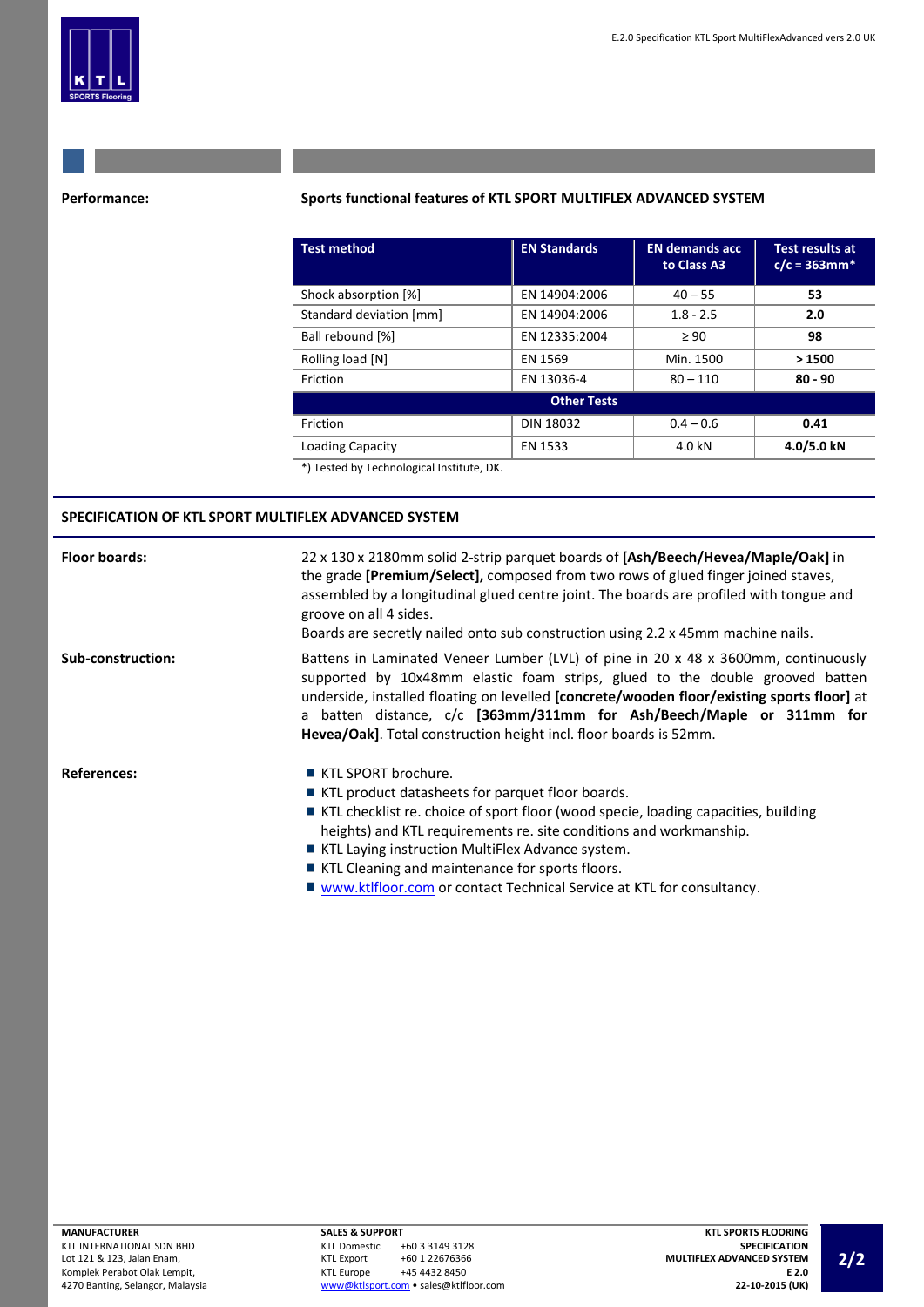**Performance:**

**Sports functional features of KTL SPORT MULTIFLEX ADVANCED SYSTEM**

| Test method | EN Standards | EN demands acc to Class A3 | Test results at c/c = 363mm* |
|---|---|---|---|
| Shock absorption [%] | EN 14904:2006 | 40 – 55 | **53** |
| Standard deviation [mm] | EN 14904:2006 | 1.8 - 2.5 | **2.0** |
| Ball rebound [%] | EN 12335:2004 | ≥ 90 | **98** |
| Rolling load [N] | EN 1569 | Min. 1500 | **> 1500** |
| Friction | EN 13036-4 | 80 – 110 | **80 - 90** |
| **Other Tests** | | | |
| Friction | DIN 18032 | 0.4 – 0.6 | **0.41** |
| Loading Capacity | EN 1533 | 4.0 kN | **4.0/5.0 kN** |

*) Tested by Technological Institute, DK.

## SPECIFICATION OF KTL SPORT MULTIFLEX ADVANCED SYSTEM

**Floor boards:**

22 x 130 x 2180mm solid 2-strip parquet boards of **[Ash/Beech/Hevea/Maple/Oak]** in the grade **[Premium/Select],** composed from two rows of glued finger joined staves, assembled by a longitudinal glued centre joint. The boards are profiled with tongue and groove on all 4 sides.
Boards are secretly nailed onto sub construction using 2.2 x 45mm machine nails.

**Sub-construction:**

Battens in Laminated Veneer Lumber (LVL) of pine in 20 x 48 x 3600mm, continuously supported by 10x48mm elastic foam strips, glued to the double grooved batten underside, installed floating on levelled **[concrete/wooden floor/existing sports floor]** at a batten distance, c/c **[363mm/311mm for Ash/Beech/Maple or 311mm for Hevea/Oak]**. Total construction height incl. floor boards is 52mm.

**References:**

- KTL SPORT brochure.
- KTL product datasheets for parquet floor boards.
- KTL checklist re. choice of sport floor (wood specie, loading capacities, building heights) and KTL requirements re. site conditions and workmanship.
- KTL Laying instruction MultiFlex Advance system.
- KTL Cleaning and maintenance for sports floors.
- www.ktlfloor.com or contact Technical Service at KTL for consultancy.

**MANUFACTURER**
KTL INTERNATIONAL SDN BHD
Lot 121 & 123, Jalan Enam,
Komplek Perabot Olak Lempit,
4270 Banting, Selangor, Malaysia

**SALES & SUPPORT**
KTL Domestic +60 3 3149 3128
KTL Export +60 1 22676366
KTL Europe +45 4432 8450
www@ktlsport.com • sales@ktlfloor.com

**KTL SPORTS FLOORING**
**SPECIFICATION**
**MULTIFLEX ADVANCED SYSTEM**
**E 2.0**
**22-10-2015 (UK)**